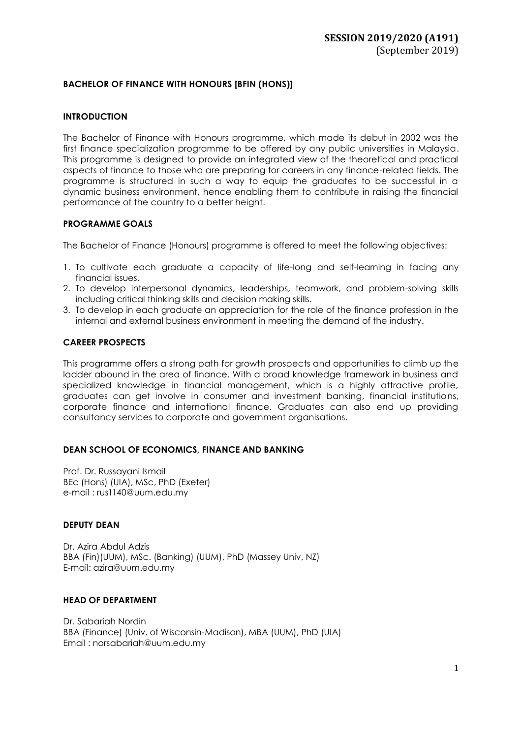**SESSION 2019/2020 (A191)**
(September 2019)

## BACHELOR OF FINANCE WITH HONOURS [BFIN (HONS)]

### INTRODUCTION

The Bachelor of Finance with Honours programme, which made its debut in 2002 was the first finance specialization programme to be offered by any public universities in Malaysia. This programme is designed to provide an integrated view of the theoretical and practical aspects of finance to those who are preparing for careers in any finance-related fields. The programme is structured in such a way to equip the graduates to be successful in a dynamic business environment, hence enabling them to contribute in raising the financial performance of the country to a better height.

### PROGRAMME GOALS

The Bachelor of Finance (Honours) programme is offered to meet the following objectives:

1. To cultivate each graduate a capacity of life-long and self-learning in facing any financial issues.
2. To develop interpersonal dynamics, leaderships, teamwork, and problem-solving skills including critical thinking skills and decision making skills.
3. To develop in each graduate an appreciation for the role of the finance profession in the internal and external business environment in meeting the demand of the industry.

### CAREER PROSPECTS

This programme offers a strong path for growth prospects and opportunities to climb up the ladder abound in the area of finance. With a broad knowledge framework in business and specialized knowledge in financial management, which is a highly attractive profile, graduates can get involve in consumer and investment banking, financial institutions, corporate finance and international finance. Graduates can also end up providing consultancy services to corporate and government organisations.

### DEAN SCHOOL OF ECONOMICS, FINANCE AND BANKING

Prof. Dr. Russayani Ismail
BEc (Hons) (UIA), MSc, PhD (Exeter)
e-mail : rus1140@uum.edu.my

### DEPUTY DEAN

Dr. Azira Abdul Adzis
BBA (Fin)(UUM), MSc. (Banking) (UUM), PhD (Massey Univ, NZ)
E-mail: azira@uum.edu.my

### HEAD OF DEPARTMENT

Dr. Sabariah Nordin
BBA (Finance) (Univ. of Wisconsin-Madison), MBA (UUM), PhD (UIA)
Email : norsabariah@uum.edu.my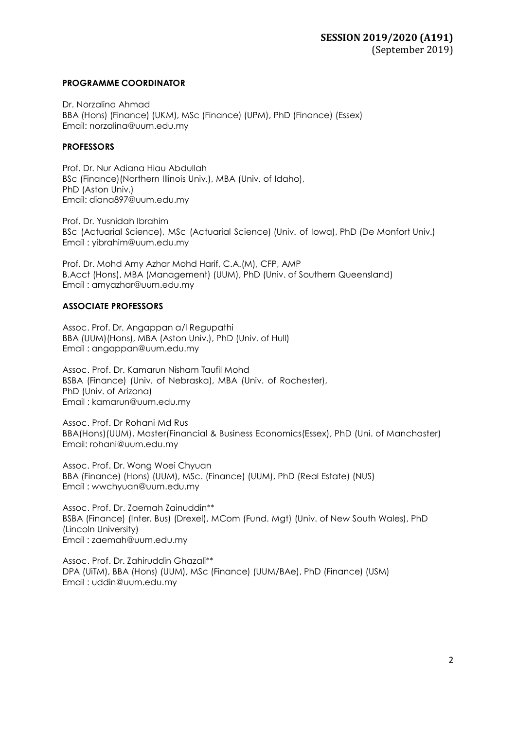## SESSION 2019/2020 (A191)
(September 2019)

**PROGRAMME COORDINATOR**

Dr. Norzalina Ahmad
BBA (Hons) (Finance) (UKM), MSc (Finance) (UPM), PhD (Finance) (Essex)
Email: norzalina@uum.edu.my

**PROFESSORS**

Prof. Dr. Nur Adiana Hiau Abdullah
BSc (Finance)(Northern Illinois Univ.), MBA (Univ. of Idaho),
PhD (Aston Univ.)
Email: diana897@uum.edu.my

Prof. Dr. Yusnidah Ibrahim
BSc (Actuarial Science), MSc (Actuarial Science) (Univ. of Iowa), PhD (De Monfort Univ.)
Email : yibrahim@uum.edu.my

Prof. Dr. Mohd Amy Azhar Mohd Harif, C.A.(M), CFP, AMP
B.Acct (Hons), MBA (Management) (UUM), PhD (Univ. of Southern Queensland)
Email : amyazhar@uum.edu.my

**ASSOCIATE PROFESSORS**

Assoc. Prof. Dr. Angappan a/l Regupathi
BBA (UUM)(Hons), MBA (Aston Univ.), PhD (Univ. of Hull)
Email : angappan@uum.edu.my

Assoc. Prof. Dr. Kamarun Nisham Taufil Mohd
BSBA (Finance) (Univ. of Nebraska), MBA (Univ. of Rochester),
PhD (Univ. of Arizona)
Email : kamarun@uum.edu.my

Assoc. Prof. Dr Rohani Md Rus
BBA(Hons)(UUM), Master(Financial & Business Economics(Essex), PhD (Uni. of Manchaster)
Email: rohani@uum.edu.my

Assoc. Prof. Dr. Wong Woei Chyuan
BBA (Finance) (Hons) (UUM), MSc. (Finance) (UUM), PhD (Real Estate) (NUS)
Email : wwchyuan@uum.edu.my

Assoc. Prof. Dr. Zaemah Zainuddin**
BSBA (Finance) (Inter. Bus) (Drexel), MCom (Fund. Mgt) (Univ. of New South Wales), PhD (Lincoln University)
Email : zaemah@uum.edu.my

Assoc. Prof. Dr. Zahiruddin Ghazali**
DPA (UiTM), BBA (Hons) (UUM), MSc (Finance) (UUM/BAe), PhD (Finance) (USM)
Email : uddin@uum.edu.my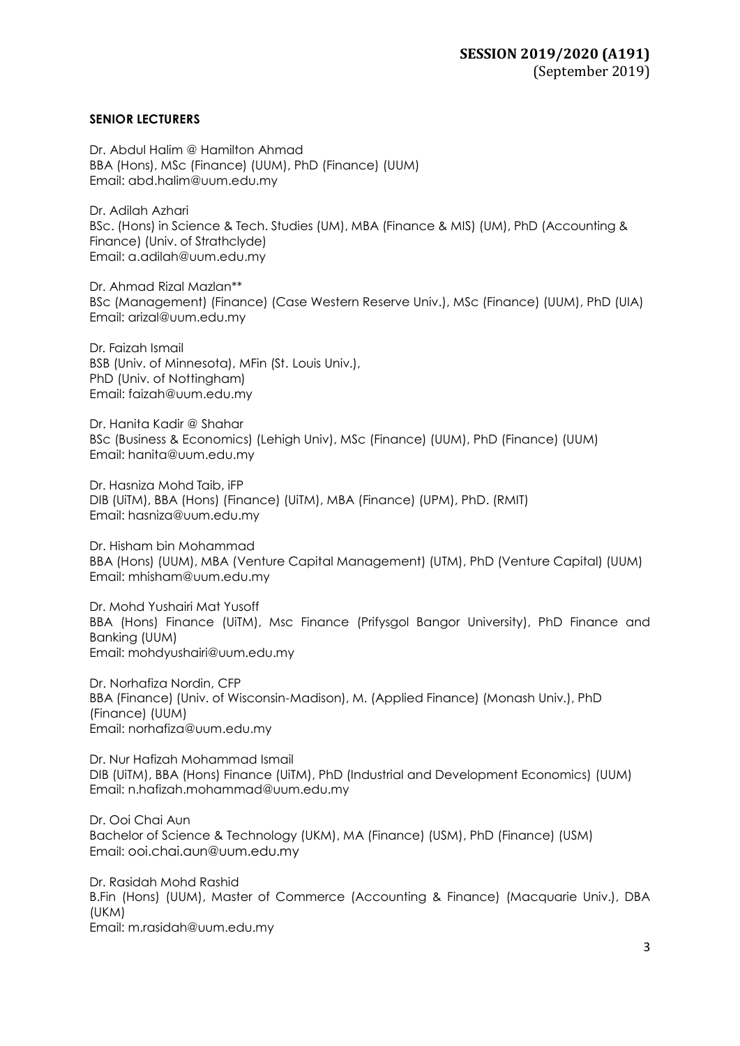**SESSION 2019/2020 (A191)**
(September 2019)

**SENIOR LECTURERS**

Dr. Abdul Halim @ Hamilton Ahmad
BBA (Hons), MSc (Finance) (UUM), PhD (Finance) (UUM)
Email: abd.halim@uum.edu.my

Dr. Adilah Azhari
BSc. (Hons) in Science & Tech. Studies (UM), MBA (Finance & MIS) (UM), PhD (Accounting & Finance) (Univ. of Strathclyde)
Email: a.adilah@uum.edu.my

Dr. Ahmad Rizal Mazlan**
BSc (Management) (Finance) (Case Western Reserve Univ.), MSc (Finance) (UUM), PhD (UIA)
Email: arizal@uum.edu.my

Dr. Faizah Ismail
BSB (Univ. of Minnesota), MFin (St. Louis Univ.),
PhD (Univ. of Nottingham)
Email: faizah@uum.edu.my

Dr. Hanita Kadir @ Shahar
BSc (Business & Economics) (Lehigh Univ), MSc (Finance) (UUM), PhD (Finance) (UUM)
Email: hanita@uum.edu.my

Dr. Hasniza Mohd Taib, iFP
DIB (UiTM), BBA (Hons) (Finance) (UiTM), MBA (Finance) (UPM), PhD. (RMIT)
Email: hasniza@uum.edu.my

Dr. Hisham bin Mohammad
BBA (Hons) (UUM), MBA (Venture Capital Management) (UTM), PhD (Venture Capital) (UUM)
Email: mhisham@uum.edu.my

Dr. Mohd Yushairi Mat Yusoff
BBA (Hons) Finance (UiTM), Msc Finance (Prifysgol Bangor University), PhD Finance and Banking (UUM)
Email: mohdyushairi@uum.edu.my

Dr. Norhafiza Nordin, CFP
BBA (Finance) (Univ. of Wisconsin-Madison), M. (Applied Finance) (Monash Univ.), PhD (Finance) (UUM)
Email: norhafiza@uum.edu.my

Dr. Nur Hafizah Mohammad Ismail
DIB (UiTM), BBA (Hons) Finance (UiTM), PhD (Industrial and Development Economics) (UUM)
Email: n.hafizah.mohammad@uum.edu.my

Dr. Ooi Chai Aun
Bachelor of Science & Technology (UKM), MA (Finance) (USM), PhD (Finance) (USM)
Email: ooi.chai.aun@uum.edu.my

Dr. Rasidah Mohd Rashid
B.Fin (Hons) (UUM), Master of Commerce (Accounting & Finance) (Macquarie Univ.), DBA (UKM)
Email: m.rasidah@uum.edu.my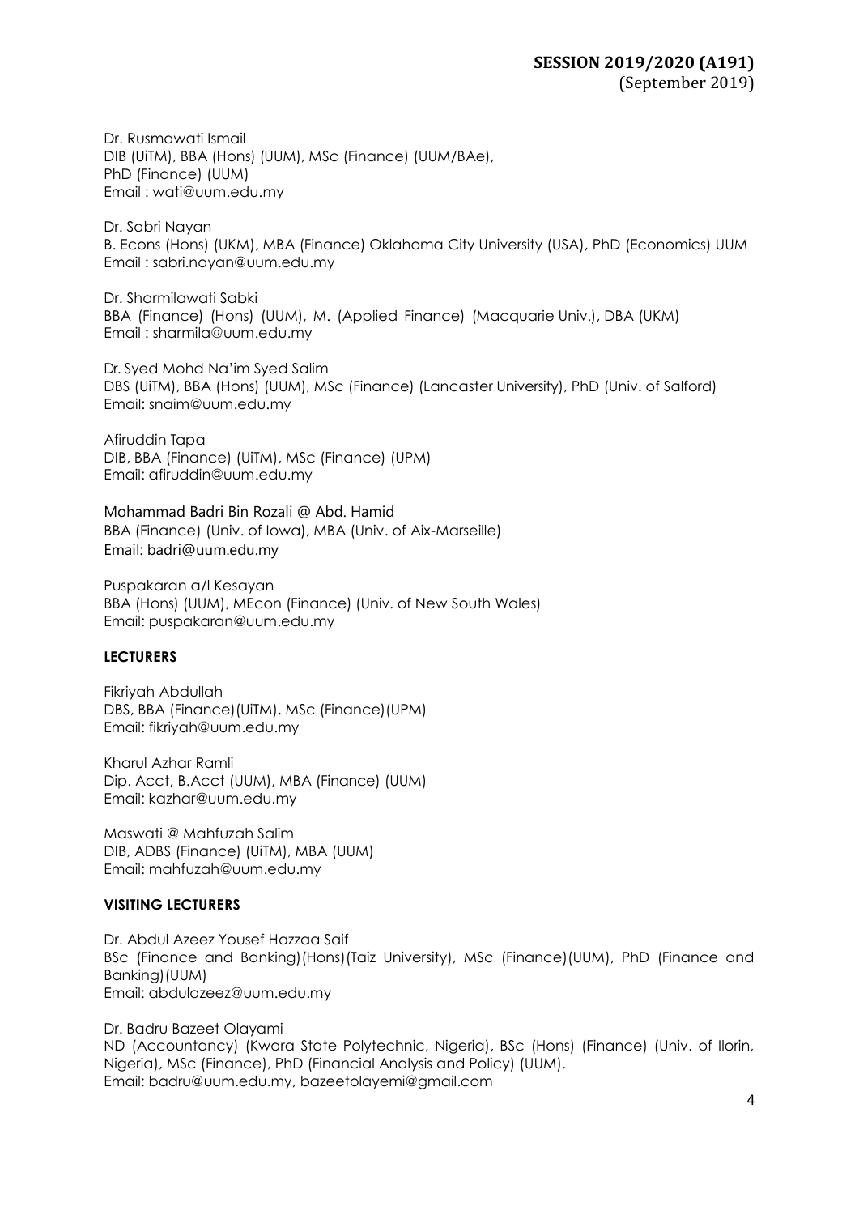Dr. Rusmawati Ismail
DIB (UiTM), BBA (Hons) (UUM), MSc (Finance) (UUM/BAe),
PhD (Finance) (UUM)
Email : wati@uum.edu.my

Dr. Sabri Nayan
B. Econs (Hons) (UKM), MBA (Finance) Oklahoma City University (USA), PhD (Economics) UUM
Email : sabri.nayan@uum.edu.my

Dr. Sharmilawati Sabki
BBA (Finance) (Hons) (UUM), M. (Applied Finance) (Macquarie Univ.), DBA (UKM)
Email : sharmila@uum.edu.my

Dr. Syed Mohd Na'im Syed Salim
DBS (UiTM), BBA (Hons) (UUM), MSc (Finance) (Lancaster University), PhD (Univ. of Salford)
Email: snaim@uum.edu.my

Afiruddin Tapa
DIB, BBA (Finance) (UiTM), MSc (Finance) (UPM)
Email: afiruddin@uum.edu.my

Mohammad Badri Bin Rozali @ Abd. Hamid
BBA (Finance) (Univ. of Iowa), MBA (Univ. of Aix-Marseille)
Email: badri@uum.edu.my

Puspakaran a/l Kesayan
BBA (Hons) (UUM), MEcon (Finance) (Univ. of New South Wales)
Email: puspakaran@uum.edu.my

**LECTURERS**

Fikriyah Abdullah
DBS, BBA (Finance)(UiTM), MSc (Finance)(UPM)
Email: fikriyah@uum.edu.my

Kharul Azhar Ramli
Dip. Acct, B.Acct (UUM), MBA (Finance) (UUM)
Email: kazhar@uum.edu.my

Maswati @ Mahfuzah Salim
DIB, ADBS (Finance) (UiTM), MBA (UUM)
Email: mahfuzah@uum.edu.my

**VISITING LECTURERS**

Dr. Abdul Azeez Yousef Hazzaa Saif
BSc (Finance and Banking)(Hons)(Taiz University), MSc (Finance)(UUM), PhD (Finance and Banking)(UUM)
Email: abdulazeez@uum.edu.my

Dr. Badru Bazeet Olayami
ND (Accountancy) (Kwara State Polytechnic, Nigeria), BSc (Hons) (Finance) (Univ. of Ilorin, Nigeria), MSc (Finance), PhD (Financial Analysis and Policy) (UUM).
Email: badru@uum.edu.my, bazeetolayemi@gmail.com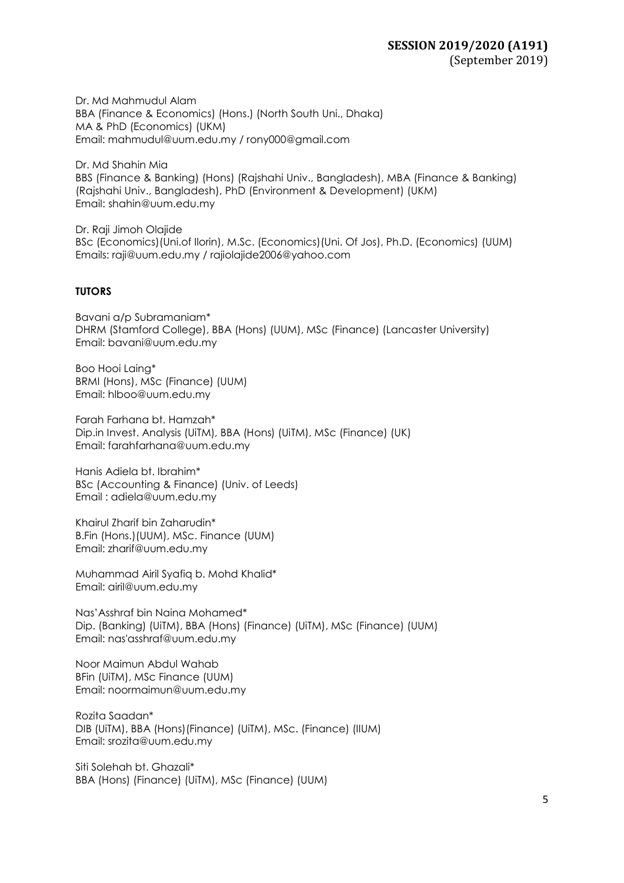Dr. Md Mahmudul Alam
BBA (Finance & Economics) (Hons.) (North South Uni., Dhaka)
MA & PhD (Economics) (UKM)
Email: mahmudul@uum.edu.my / rony000@gmail.com

Dr. Md Shahin Mia
BBS (Finance & Banking) (Hons) (Rajshahi Univ., Bangladesh), MBA (Finance & Banking) (Rajshahi Univ., Bangladesh), PhD (Environment & Development) (UKM)
Email: shahin@uum.edu.my

Dr. Raji Jimoh Olajide
BSc (Economics)(Uni.of Ilorin), M.Sc. (Economics)(Uni. Of Jos), Ph.D. (Economics) (UUM)
Emails: raji@uum.edu.my / rajiolajide2006@yahoo.com

**TUTORS**

Bavani a/p Subramaniam*
DHRM (Stamford College), BBA (Hons) (UUM), MSc (Finance) (Lancaster University)
Email: bavani@uum.edu.my

Boo Hooi Laing*
BRMI (Hons), MSc (Finance) (UUM)
Email: hlboo@uum.edu.my

Farah Farhana bt. Hamzah*
Dip.in Invest. Analysis (UiTM), BBA (Hons) (UiTM), MSc (Finance) (UK)
Email: farahfarhana@uum.edu.my

Hanis Adiela bt. Ibrahim*
BSc (Accounting & Finance) (Univ. of Leeds)
Email : adiela@uum.edu.my

Khairul Zharif bin Zaharudin*
B.Fin (Hons.)(UUM), MSc. Finance (UUM)
Email: zharif@uum.edu.my

Muhammad Airil Syafiq b. Mohd Khalid*
Email: airil@uum.edu.my

Nas'Asshraf bin Naina Mohamed*
Dip. (Banking) (UiTM), BBA (Hons) (Finance) (UiTM), MSc (Finance) (UUM)
Email: nas'asshraf@uum.edu.my

Noor Maimun Abdul Wahab
BFin (UiTM), MSc Finance (UUM)
Email: noormaimun@uum.edu.my

Rozita Saadan*
DIB (UiTM), BBA (Hons)(Finance) (UiTM), MSc. (Finance) (IIUM)
Email: srozita@uum.edu.my

Siti Solehah bt. Ghazali*
BBA (Hons) (Finance) (UiTM), MSc (Finance) (UUM)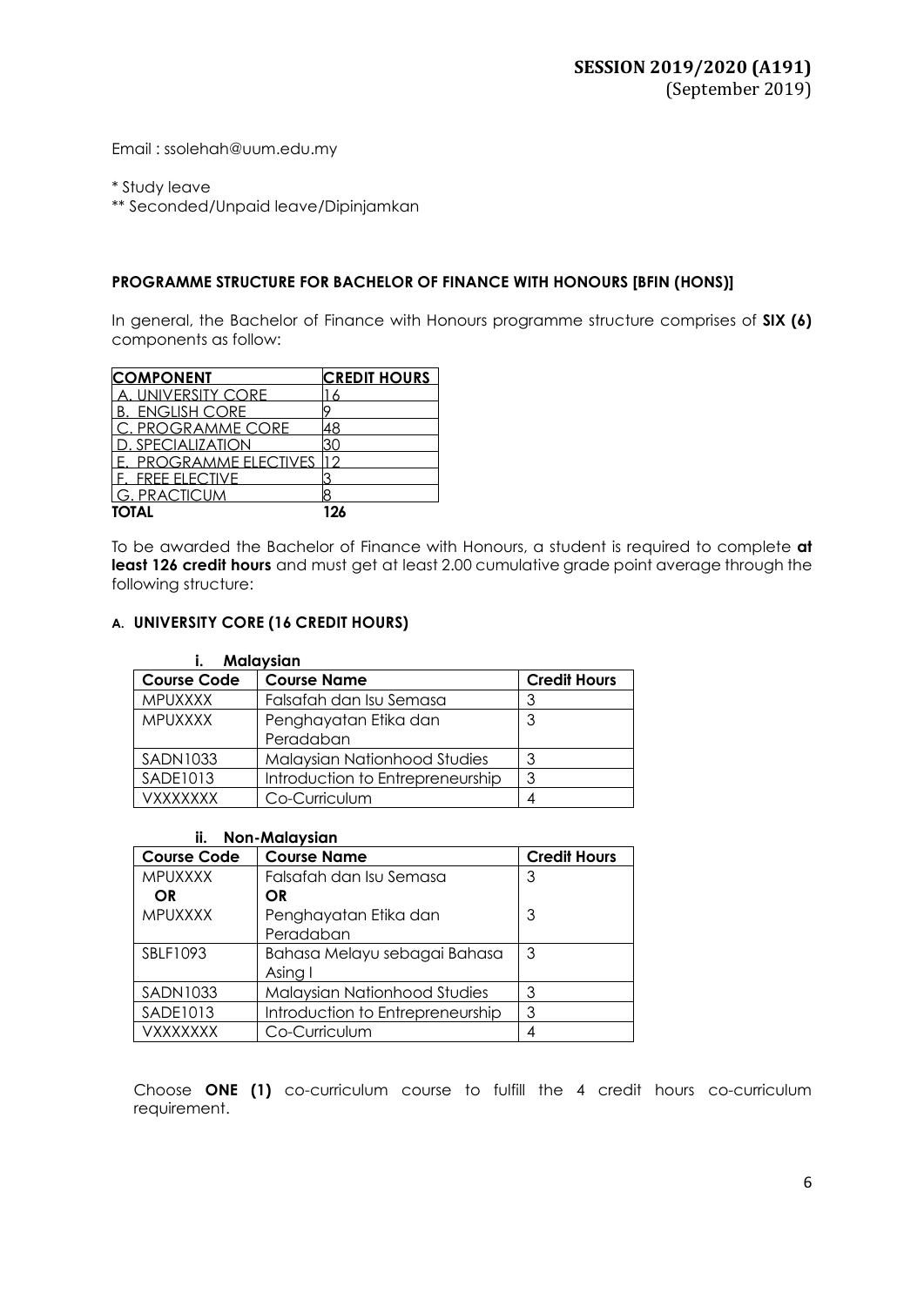Email : ssolehah@uum.edu.my

* Study leave
** Seconded/Unpaid leave/Dipinjamkan

## PROGRAMME STRUCTURE FOR BACHELOR OF FINANCE WITH HONOURS [BFIN (HONS)]

In general, the Bachelor of Finance with Honours programme structure comprises of **SIX (6)** components as follow:

| COMPONENT | CREDIT HOURS |
|---|---|
| A. UNIVERSITY CORE | 16 |
| B. ENGLISH CORE | 9 |
| C. PROGRAMME CORE | 48 |
| D. SPECIALIZATION | 30 |
| E. PROGRAMME ELECTIVES | 12 |
| F. FREE ELECTIVE | 3 |
| G. PRACTICUM | 8 |
| **TOTAL** | **126** |

To be awarded the Bachelor of Finance with Honours, a student is required to complete **at least 126 credit hours** and must get at least 2.00 cumulative grade point average through the following structure:

### A. UNIVERSITY CORE (16 CREDIT HOURS)

**i. Malaysian**

| Course Code | Course Name | Credit Hours |
|---|---|---|
| MPUXXXX | Falsafah dan Isu Semasa | 3 |
| MPUXXXX | Penghayatan Etika dan Peradaban | 3 |
| SADN1033 | Malaysian Nationhood Studies | 3 |
| SADE1013 | Introduction to Entrepreneurship | 3 |
| VXXXXXXX | Co-Curriculum | 4 |

**ii. Non-Malaysian**

| Course Code | Course Name | Credit Hours |
|---|---|---|
| MPUXXXX<br>**OR**<br>MPUXXXX | Falsafah dan Isu Semasa<br>**OR**<br>Penghayatan Etika dan Peradaban | 3<br><br>3 |
| SBLF1093 | Bahasa Melayu sebagai Bahasa Asing I | 3 |
| SADN1033 | Malaysian Nationhood Studies | 3 |
| SADE1013 | Introduction to Entrepreneurship | 3 |
| VXXXXXXX | Co-Curriculum | 4 |

Choose **ONE (1)** co-curriculum course to fulfill the 4 credit hours co-curriculum requirement.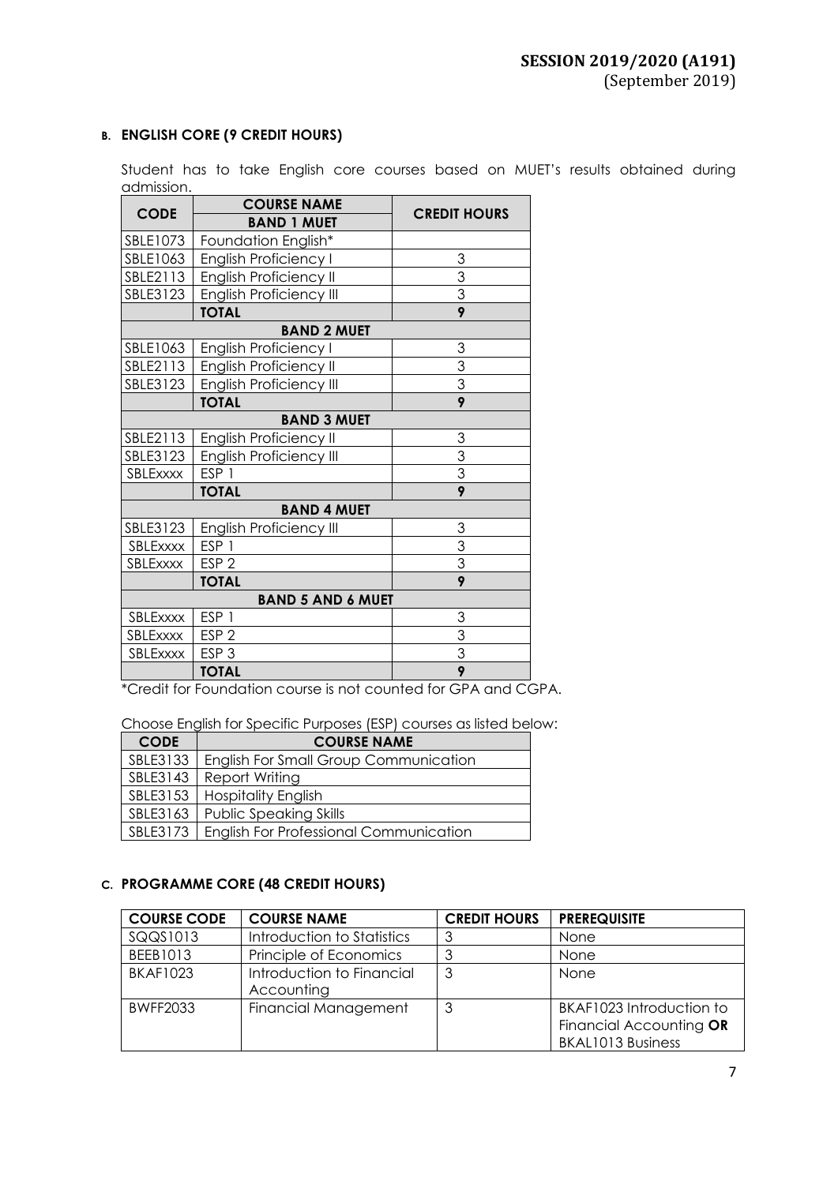**SESSION 2019/2020 (A191)**
(September 2019)

### B. ENGLISH CORE (9 CREDIT HOURS)

Student has to take English core courses based on MUET's results obtained during admission.

| CODE | COURSE NAME | CREDIT HOURS |
|---|---|---|
| | **BAND 1 MUET** | |
| SBLE1073 | Foundation English* | |
| SBLE1063 | English Proficiency I | 3 |
| SBLE2113 | English Proficiency II | 3 |
| SBLE3123 | English Proficiency III | 3 |
| | **TOTAL** | **9** |
| | **BAND 2 MUET** | |
| SBLE1063 | English Proficiency I | 3 |
| SBLE2113 | English Proficiency II | 3 |
| SBLE3123 | English Proficiency III | 3 |
| | **TOTAL** | **9** |
| | **BAND 3 MUET** | |
| SBLE2113 | English Proficiency II | 3 |
| SBLE3123 | English Proficiency III | 3 |
| SBLExxxx | ESP 1 | 3 |
| | **TOTAL** | **9** |
| | **BAND 4 MUET** | |
| SBLE3123 | English Proficiency III | 3 |
| SBLExxxx | ESP 1 | 3 |
| SBLExxxx | ESP 2 | 3 |
| | **TOTAL** | **9** |
| | **BAND 5 AND 6 MUET** | |
| SBLExxxx | ESP 1 | 3 |
| SBLExxxx | ESP 2 | 3 |
| SBLExxxx | ESP 3 | 3 |
| | **TOTAL** | **9** |

*Credit for Foundation course is not counted for GPA and CGPA.

Choose English for Specific Purposes (ESP) courses as listed below:

| CODE | COURSE NAME |
|---|---|
| SBLE3133 | English For Small Group Communication |
| SBLE3143 | Report Writing |
| SBLE3153 | Hospitality English |
| SBLE3163 | Public Speaking Skills |
| SBLE3173 | English For Professional Communication |

### C. PROGRAMME CORE (48 CREDIT HOURS)

| COURSE CODE | COURSE NAME | CREDIT HOURS | PREREQUISITE |
|---|---|---|---|
| SQQS1013 | Introduction to Statistics | 3 | None |
| BEEB1013 | Principle of Economics | 3 | None |
| BKAF1023 | Introduction to Financial Accounting | 3 | None |
| BWFF2033 | Financial Management | 3 | BKAF1023 Introduction to Financial Accounting **OR** BKAL1013 Business |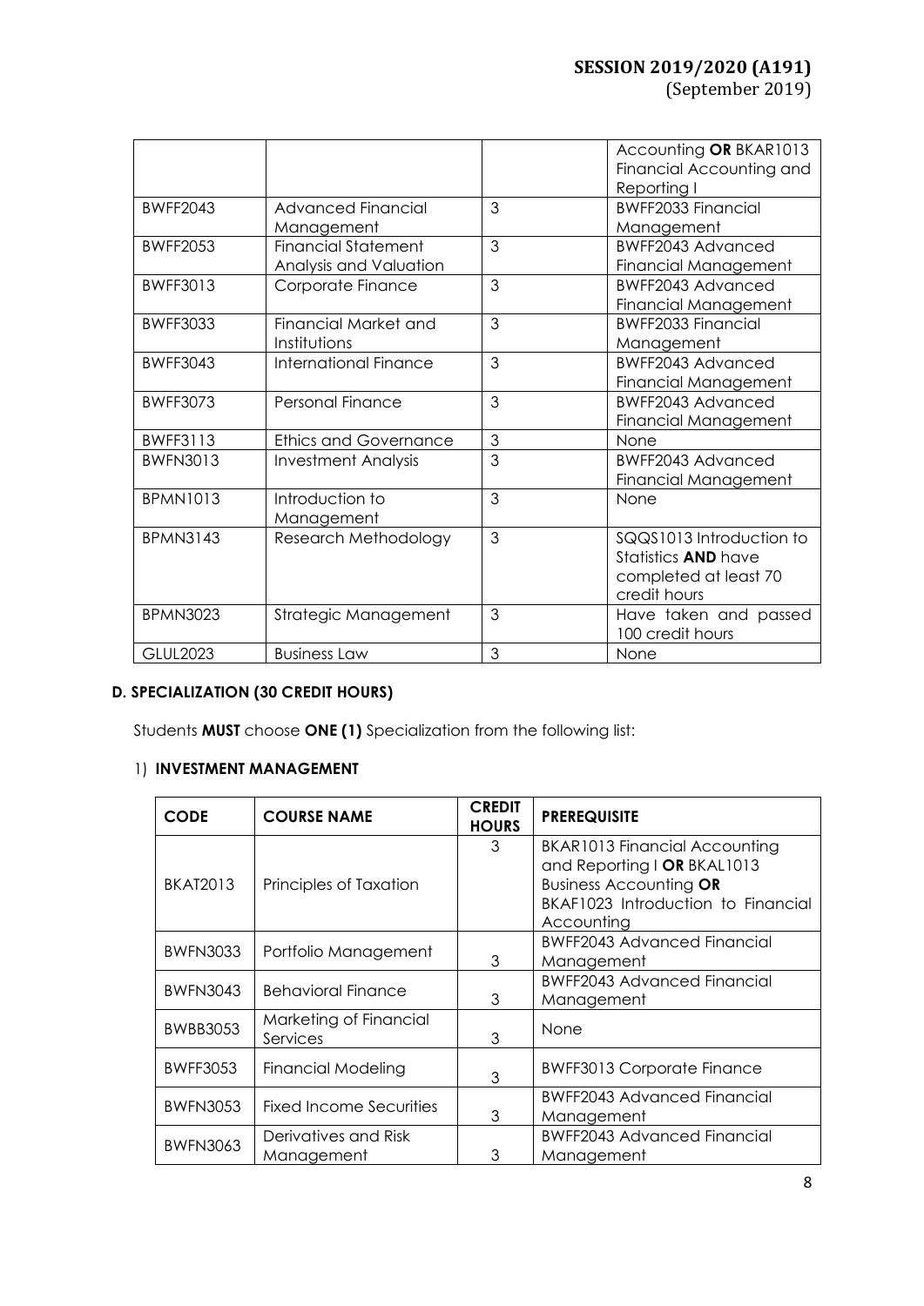| | | | Accounting **OR** BKAR1013 Financial Accounting and Reporting I |
|---|---|---|---|
| BWFF2043 | Advanced Financial Management | 3 | BWFF2033 Financial Management |
| BWFF2053 | Financial Statement Analysis and Valuation | 3 | BWFF2043 Advanced Financial Management |
| BWFF3013 | Corporate Finance | 3 | BWFF2043 Advanced Financial Management |
| BWFF3033 | Financial Market and Institutions | 3 | BWFF2033 Financial Management |
| BWFF3043 | International Finance | 3 | BWFF2043 Advanced Financial Management |
| BWFF3073 | Personal Finance | 3 | BWFF2043 Advanced Financial Management |
| BWFF3113 | Ethics and Governance | 3 | None |
| BWFN3013 | Investment Analysis | 3 | BWFF2043 Advanced Financial Management |
| BPMN1013 | Introduction to Management | 3 | None |
| BPMN3143 | Research Methodology | 3 | SQQS1013 Introduction to Statistics **AND** have completed at least 70 credit hours |
| BPMN3023 | Strategic Management | 3 | Have taken and passed 100 credit hours |
| GLUL2023 | Business Law | 3 | None |

### D. SPECIALIZATION (30 CREDIT HOURS)

Students **MUST** choose **ONE (1)** Specialization from the following list:

1) **INVESTMENT MANAGEMENT**

| CODE | COURSE NAME | CREDIT HOURS | PREREQUISITE |
|---|---|---|---|
| BKAT2013 | Principles of Taxation | 3 | BKAR1013 Financial Accounting and Reporting I **OR** BKAL1013 Business Accounting **OR** BKAF1023 Introduction to Financial Accounting |
| BWFN3033 | Portfolio Management | 3 | BWFF2043 Advanced Financial Management |
| BWFN3043 | Behavioral Finance | 3 | BWFF2043 Advanced Financial Management |
| BWBB3053 | Marketing of Financial Services | 3 | None |
| BWFF3053 | Financial Modeling | 3 | BWFF3013 Corporate Finance |
| BWFN3053 | Fixed Income Securities | 3 | BWFF2043 Advanced Financial Management |
| BWFN3063 | Derivatives and Risk Management | 3 | BWFF2043 Advanced Financial Management |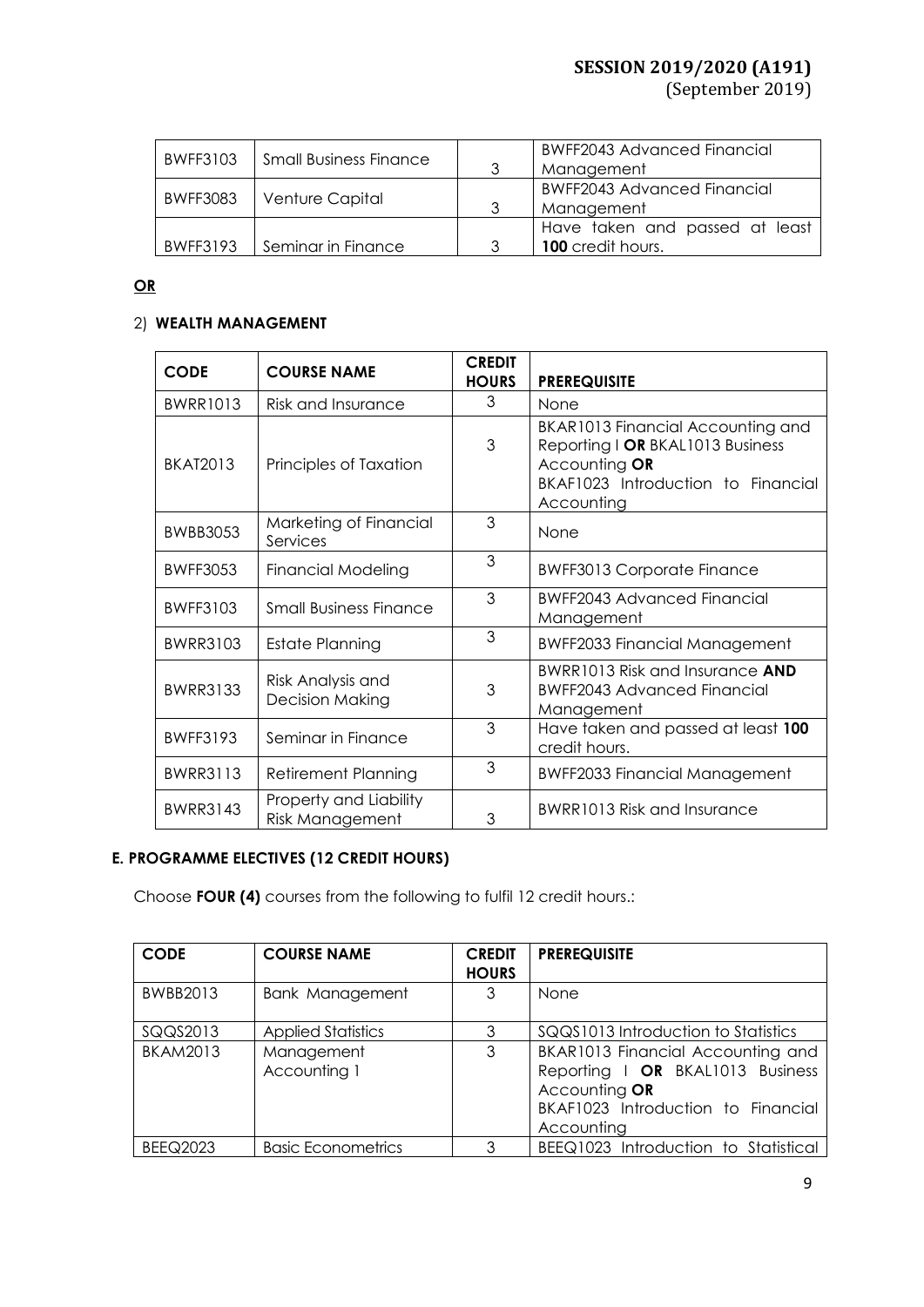| BWFF3103 | Small Business Finance | 3 | BWFF2043 Advanced Financial Management |
|---|---|---|---|
| BWFF3083 | Venture Capital | 3 | BWFF2043 Advanced Financial Management |
| BWFF3193 | Seminar in Finance | 3 | Have taken and passed at least **100** credit hours. |

**OR**

2) **WEALTH MANAGEMENT**

| CODE | COURSE NAME | CREDIT HOURS | PREREQUISITE |
|---|---|---|---|
| BWRR1013 | Risk and Insurance | 3 | None |
| BKAT2013 | Principles of Taxation | 3 | BKAR1013 Financial Accounting and Reporting I **OR** BKAL1013 Business Accounting **OR** BKAF1023 Introduction to Financial Accounting |
| BWBB3053 | Marketing of Financial Services | 3 | None |
| BWFF3053 | Financial Modeling | 3 | BWFF3013 Corporate Finance |
| BWFF3103 | Small Business Finance | 3 | BWFF2043 Advanced Financial Management |
| BWRR3103 | Estate Planning | 3 | BWFF2033 Financial Management |
| BWRR3133 | Risk Analysis and Decision Making | 3 | BWRR1013 Risk and Insurance **AND** BWFF2043 Advanced Financial Management |
| BWFF3193 | Seminar in Finance | 3 | Have taken and passed at least **100** credit hours. |
| BWRR3113 | Retirement Planning | 3 | BWFF2033 Financial Management |
| BWRR3143 | Property and Liability Risk Management | 3 | BWRR1013 Risk and Insurance |

**E. PROGRAMME ELECTIVES (12 CREDIT HOURS)**

Choose **FOUR (4)** courses from the following to fulfil 12 credit hours.:

| CODE | COURSE NAME | CREDIT HOURS | PREREQUISITE |
|---|---|---|---|
| BWBB2013 | Bank Management | 3 | None |
| SQQS2013 | Applied Statistics | 3 | SQQS1013 Introduction to Statistics |
| BKAM2013 | Management Accounting 1 | 3 | BKAR1013 Financial Accounting and Reporting I **OR** BKAL1013 Business Accounting **OR** BKAF1023 Introduction to Financial Accounting |
| BEEQ2023 | Basic Econometrics | 3 | BEEQ1023 Introduction to Statistical |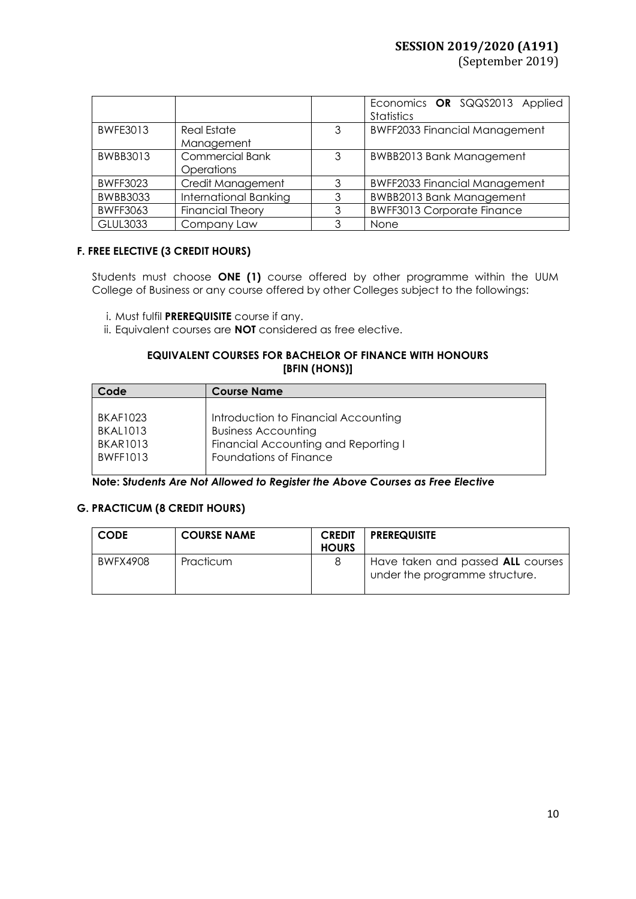| | | | Economics **OR** SQQS2013 Applied Statistics |
|---|---|---|---|
| BWFE3013 | Real Estate Management | 3 | BWFF2033 Financial Management |
| BWBB3013 | Commercial Bank Operations | 3 | BWBB2013 Bank Management |
| BWFF3023 | Credit Management | 3 | BWFF2033 Financial Management |
| BWBB3033 | International Banking | 3 | BWBB2013 Bank Management |
| BWFF3063 | Financial Theory | 3 | BWFF3013 Corporate Finance |
| GLUL3033 | Company Law | 3 | None |

#### F. FREE ELECTIVE (3 CREDIT HOURS)

Students must choose **ONE (1)** course offered by other programme within the UUM College of Business or any course offered by other Colleges subject to the followings:

i. Must fulfil **PREREQUISITE** course if any.
ii. Equivalent courses are **NOT** considered as free elective.

**EQUIVALENT COURSES FOR BACHELOR OF FINANCE WITH HONOURS [BFIN (HONS)]**

| Code | Course Name |
|---|---|
| BKAF1023 | Introduction to Financial Accounting |
| BKAL1013 | Business Accounting |
| BKAR1013 | Financial Accounting and Reporting I |
| BWFF1013 | Foundations of Finance |

**Note: *Students Are Not Allowed to Register the Above Courses as Free Elective***

#### G. PRACTICUM (8 CREDIT HOURS)

| CODE | COURSE NAME | CREDIT HOURS | PREREQUISITE |
|---|---|---|---|
| BWFX4908 | Practicum | 8 | Have taken and passed **ALL** courses under the programme structure. |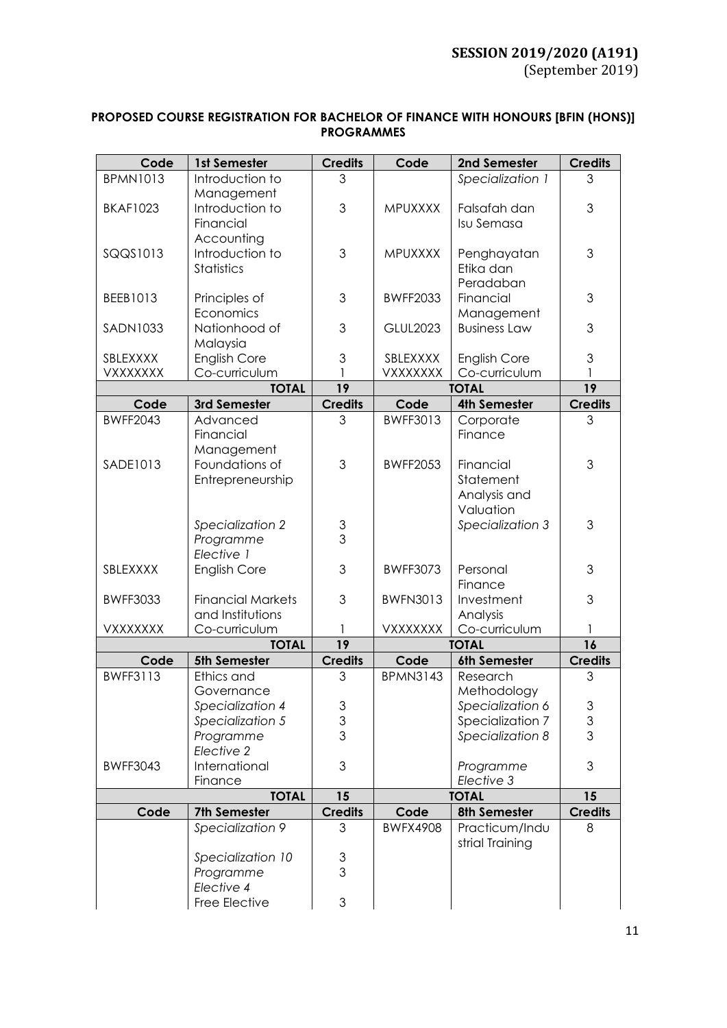**SESSION 2019/2020 (A191)**
(September 2019)

**PROPOSED COURSE REGISTRATION FOR BACHELOR OF FINANCE WITH HONOURS [BFIN (HONS)] PROGRAMMES**

| Code | 1st Semester | Credits | Code | 2nd Semester | Credits |
|---|---|---|---|---|---|
| BPMN1013 | Introduction to Management | 3 | | *Specialization 1* | 3 |
| BKAF1023 | Introduction to Financial Accounting | 3 | MPUXXXX | Falsafah dan Isu Semasa | 3 |
| SQQS1013 | Introduction to Statistics | 3 | MPUXXXX | Penghayatan Etika dan Peradaban | 3 |
| BEEB1013 | Principles of Economics | 3 | BWFF2033 | Financial Management | 3 |
| SADN1033 | Nationhood of Malaysia | 3 | GLUL2023 | Business Law | 3 |
| SBLEXXXX | English Core | 3 | SBLEXXXX | English Core | 3 |
| VXXXXXXX | Co-curriculum | 1 | VXXXXXXX | Co-curriculum | 1 |
| | **TOTAL** | **19** | | **TOTAL** | **19** |
| **Code** | **3rd Semester** | **Credits** | **Code** | **4th Semester** | **Credits** |
| BWFF2043 | Advanced Financial Management | 3 | BWFF3013 | Corporate Finance | 3 |
| SADE1013 | Foundations of Entrepreneurship | 3 | BWFF2053 | Financial Statement Analysis and Valuation | 3 |
| | *Specialization 2* | 3 | | *Specialization 3* | 3 |
| | *Programme Elective 1* | 3 | | | |
| SBLEXXXX | English Core | 3 | BWFF3073 | Personal Finance | 3 |
| BWFF3033 | Financial Markets and Institutions | 3 | BWFN3013 | Investment Analysis | 3 |
| VXXXXXXX | Co-curriculum | 1 | VXXXXXXX | Co-curriculum | 1 |
| | **TOTAL** | **19** | | **TOTAL** | **16** |
| **Code** | **5th Semester** | **Credits** | **Code** | **6th Semester** | **Credits** |
| BWFF3113 | Ethics and Governance | 3 | BPMN3143 | Research Methodology | 3 |
| | *Specialization 4* | 3 | | *Specialization 6* | 3 |
| | *Specialization 5* | 3 | | Specialization 7 | 3 |
| | *Programme Elective 2* | 3 | | *Specialization 8* | 3 |
| BWFF3043 | International Finance | 3 | | *Programme Elective 3* | 3 |
| | **TOTAL** | **15** | | **TOTAL** | **15** |
| **Code** | **7th Semester** | **Credits** | **Code** | **8th Semester** | **Credits** |
| | *Specialization 9* | 3 | BWFX4908 | Practicum/Industrial Training | 8 |
| | *Specialization 10* | 3 | | | |
| | *Programme Elective 4* | 3 | | | |
| | Free Elective | 3 | | | |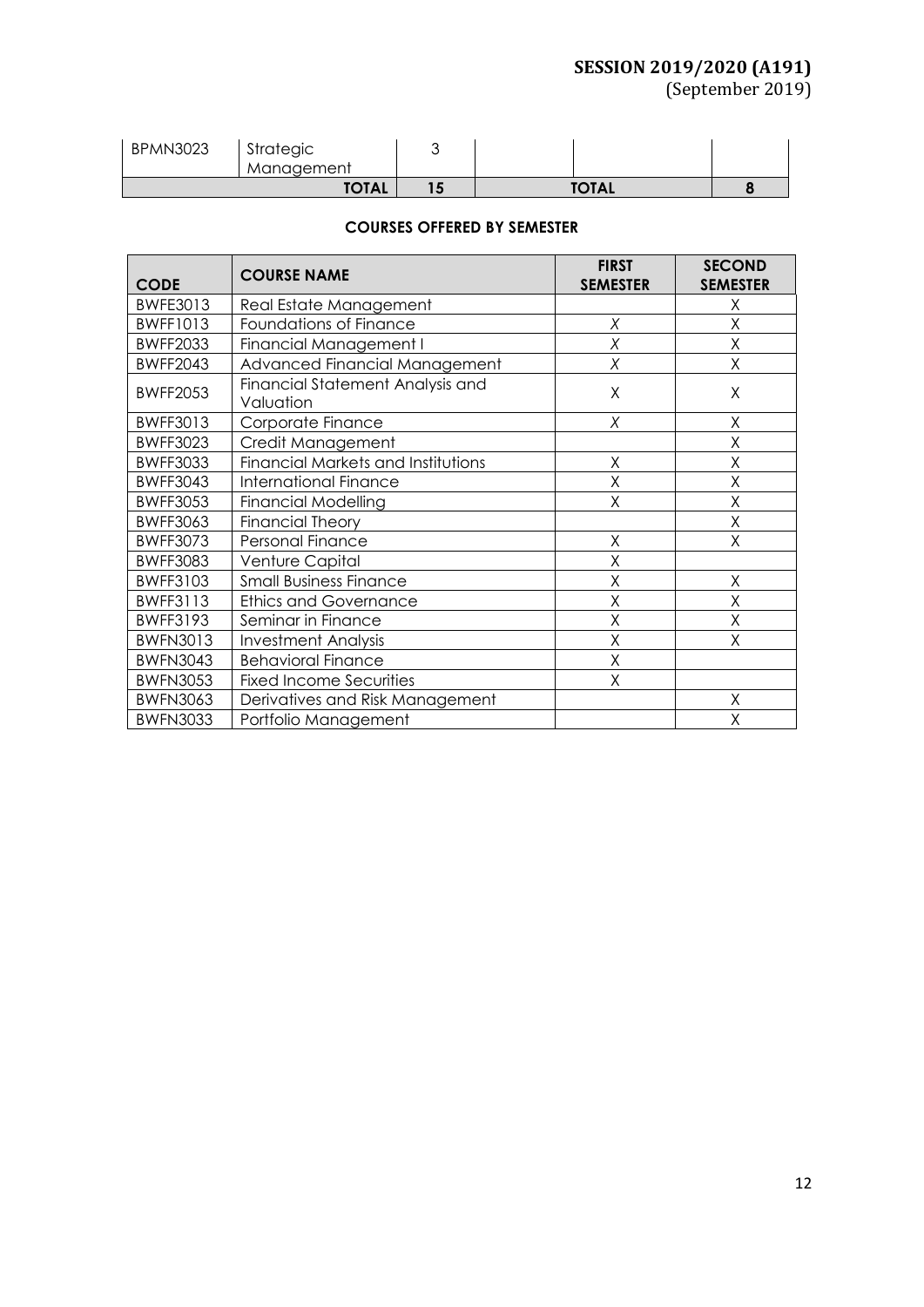| BPMN3023 | Strategic Management | 3 | | | |
|---|---|---|---|---|---|
| | **TOTAL** | **15** | | **TOTAL** | **8** |

**COURSES OFFERED BY SEMESTER**

| CODE | COURSE NAME | FIRST SEMESTER | SECOND SEMESTER |
|---|---|---|---|
| BWFE3013 | Real Estate Management | | X |
| BWFF1013 | Foundations of Finance | *X* | X |
| BWFF2033 | Financial Management I | *X* | X |
| BWFF2043 | Advanced Financial Management | *X* | X |
| BWFF2053 | Financial Statement Analysis and Valuation | X | X |
| BWFF3013 | Corporate Finance | *X* | X |
| BWFF3023 | Credit Management | | X |
| BWFF3033 | Financial Markets and Institutions | X | X |
| BWFF3043 | International Finance | X | X |
| BWFF3053 | Financial Modelling | X | X |
| BWFF3063 | Financial Theory | | X |
| BWFF3073 | Personal Finance | X | X |
| BWFF3083 | Venture Capital | X | |
| BWFF3103 | Small Business Finance | X | X |
| BWFF3113 | Ethics and Governance | X | X |
| BWFF3193 | Seminar in Finance | X | X |
| BWFN3013 | Investment Analysis | X | X |
| BWFN3043 | Behavioral Finance | X | |
| BWFN3053 | Fixed Income Securities | X | |
| BWFN3063 | Derivatives and Risk Management | | X |
| BWFN3033 | Portfolio Management | | X |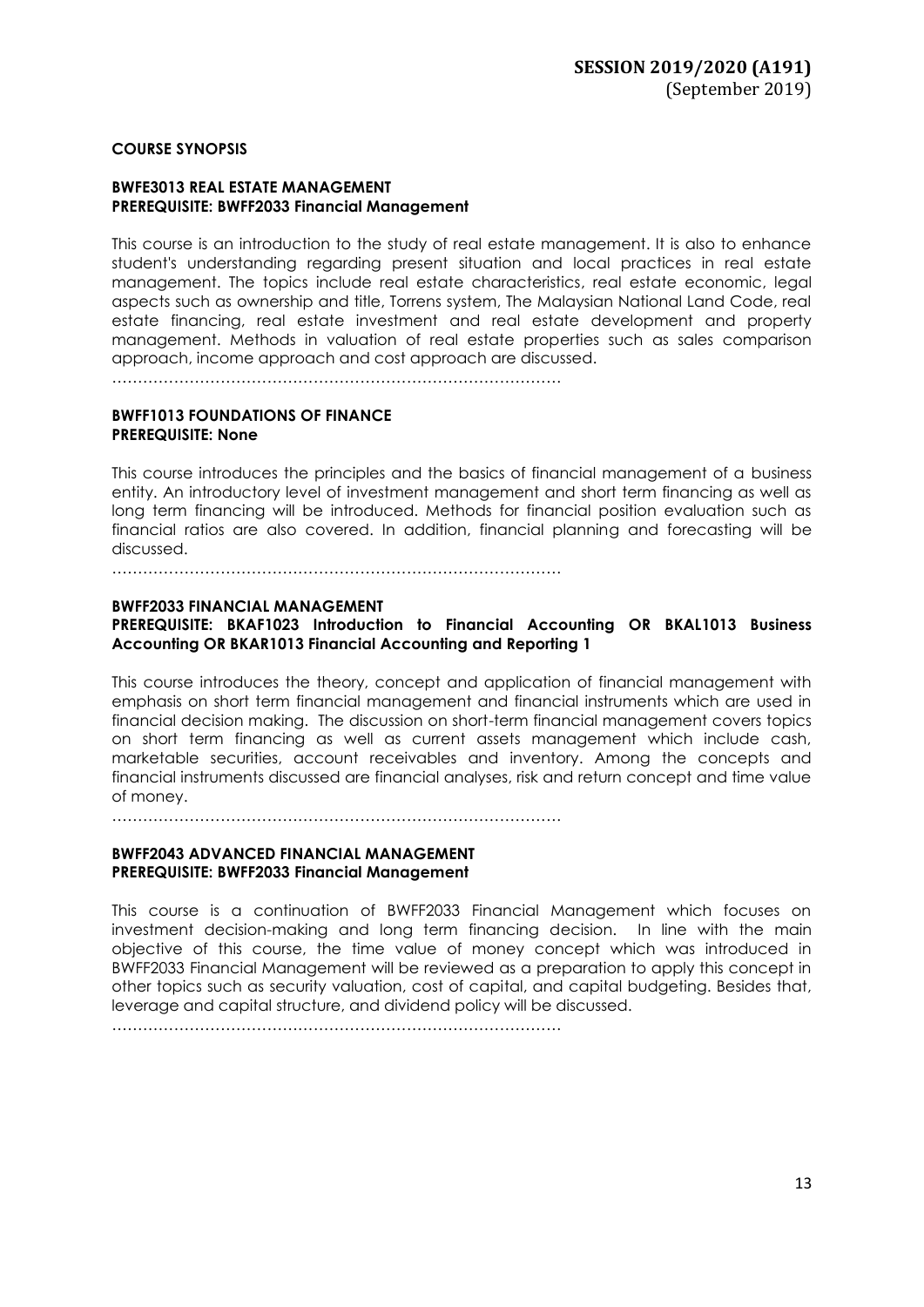**SESSION 2019/2020 (A191)**
(September 2019)

**COURSE SYNOPSIS**

**BWFE3013 REAL ESTATE MANAGEMENT**
**PREREQUISITE: BWFF2033 Financial Management**

This course is an introduction to the study of real estate management. It is also to enhance student's understanding regarding present situation and local practices in real estate management. The topics include real estate characteristics, real estate economic, legal aspects such as ownership and title, Torrens system, The Malaysian National Land Code, real estate financing, real estate investment and real estate development and property management. Methods in valuation of real estate properties such as sales comparison approach, income approach and cost approach are discussed.

……………………………………………………………………………

**BWFF1013 FOUNDATIONS OF FINANCE**
**PREREQUISITE: None**

This course introduces the principles and the basics of financial management of a business entity. An introductory level of investment management and short term financing as well as long term financing will be introduced. Methods for financial position evaluation such as financial ratios are also covered. In addition, financial planning and forecasting will be discussed.

……………………………………………………………………………

**BWFF2033 FINANCIAL MANAGEMENT**
**PREREQUISITE: BKAF1023 Introduction to Financial Accounting OR BKAL1013 Business Accounting OR BKAR1013 Financial Accounting and Reporting 1**

This course introduces the theory, concept and application of financial management with emphasis on short term financial management and financial instruments which are used in financial decision making. The discussion on short-term financial management covers topics on short term financing as well as current assets management which include cash, marketable securities, account receivables and inventory. Among the concepts and financial instruments discussed are financial analyses, risk and return concept and time value of money.

……………………………………………………………………………

**BWFF2043 ADVANCED FINANCIAL MANAGEMENT**
**PREREQUISITE: BWFF2033 Financial Management**

This course is a continuation of BWFF2033 Financial Management which focuses on investment decision-making and long term financing decision. In line with the main objective of this course, the time value of money concept which was introduced in BWFF2033 Financial Management will be reviewed as a preparation to apply this concept in other topics such as security valuation, cost of capital, and capital budgeting. Besides that, leverage and capital structure, and dividend policy will be discussed.

……………………………………………………………………………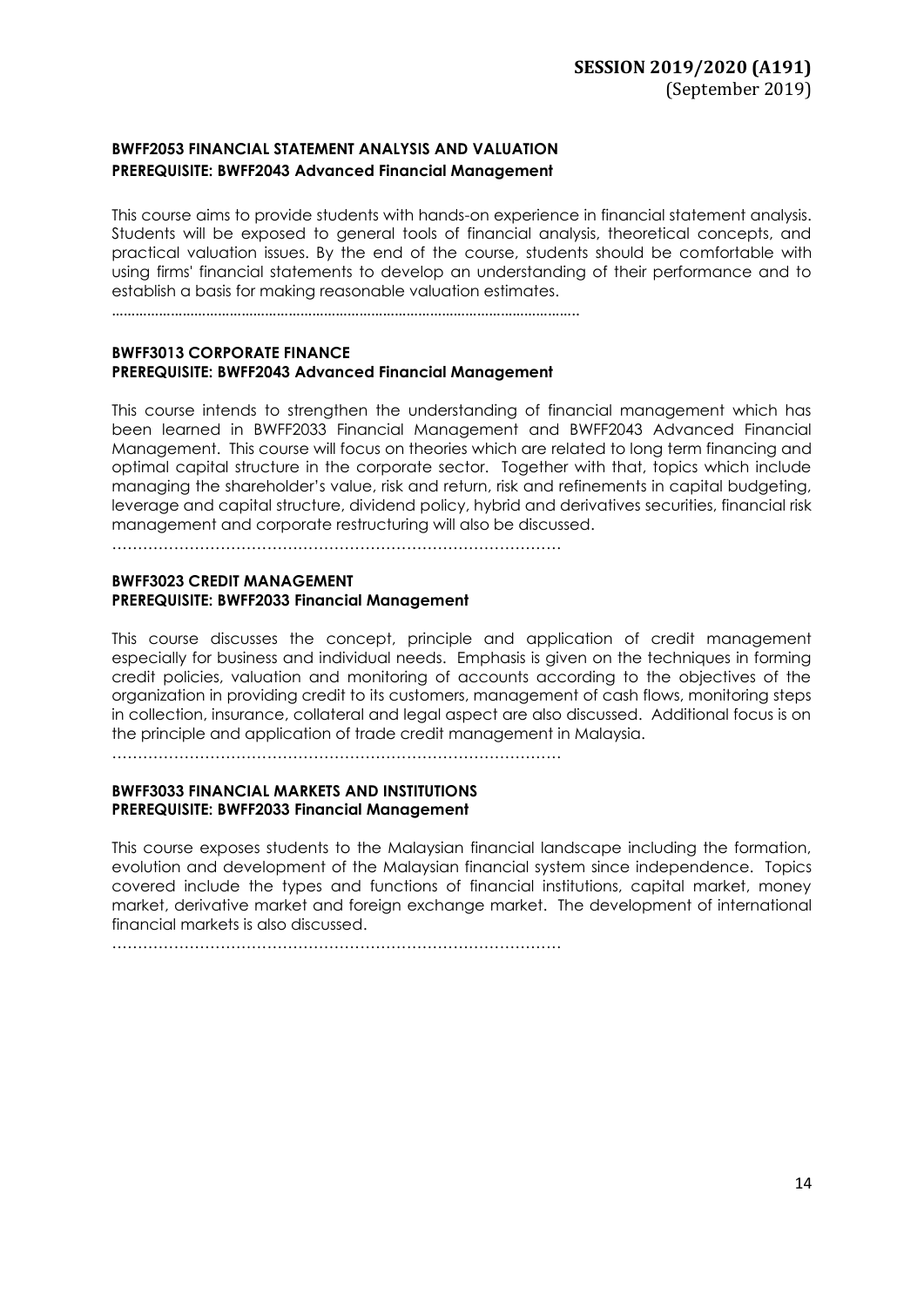**BWFF2053 FINANCIAL STATEMENT ANALYSIS AND VALUATION**
**PREREQUISITE: BWFF2043 Advanced Financial Management**

This course aims to provide students with hands-on experience in financial statement analysis. Students will be exposed to general tools of financial analysis, theoretical concepts, and practical valuation issues. By the end of the course, students should be comfortable with using firms' financial statements to develop an understanding of their performance and to establish a basis for making reasonable valuation estimates.

……………………………………………………………………………………

**BWFF3013 CORPORATE FINANCE**
**PREREQUISITE: BWFF2043 Advanced Financial Management**

This course intends to strengthen the understanding of financial management which has been learned in BWFF2033 Financial Management and BWFF2043 Advanced Financial Management. This course will focus on theories which are related to long term financing and optimal capital structure in the corporate sector. Together with that, topics which include managing the shareholder's value, risk and return, risk and refinements in capital budgeting, leverage and capital structure, dividend policy, hybrid and derivatives securities, financial risk management and corporate restructuring will also be discussed.

……………………………………………………………………………

**BWFF3023 CREDIT MANAGEMENT**
**PREREQUISITE: BWFF2033 Financial Management**

This course discusses the concept, principle and application of credit management especially for business and individual needs. Emphasis is given on the techniques in forming credit policies, valuation and monitoring of accounts according to the objectives of the organization in providing credit to its customers, management of cash flows, monitoring steps in collection, insurance, collateral and legal aspect are also discussed. Additional focus is on the principle and application of trade credit management in Malaysia.

……………………………………………………………………………

**BWFF3033 FINANCIAL MARKETS AND INSTITUTIONS**
**PREREQUISITE: BWFF2033 Financial Management**

This course exposes students to the Malaysian financial landscape including the formation, evolution and development of the Malaysian financial system since independence. Topics covered include the types and functions of financial institutions, capital market, money market, derivative market and foreign exchange market. The development of international financial markets is also discussed.

……………………………………………………………………………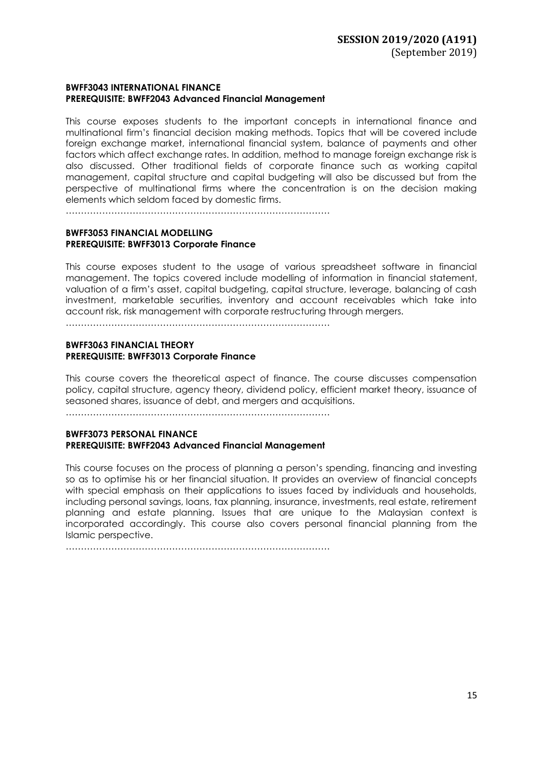**BWFF3043 INTERNATIONAL FINANCE**
**PREREQUISITE: BWFF2043 Advanced Financial Management**

This course exposes students to the important concepts in international finance and multinational firm's financial decision making methods. Topics that will be covered include foreign exchange market, international financial system, balance of payments and other factors which affect exchange rates. In addition, method to manage foreign exchange risk is also discussed. Other traditional fields of corporate finance such as working capital management, capital structure and capital budgeting will also be discussed but from the perspective of multinational firms where the concentration is on the decision making elements which seldom faced by domestic firms.

……………………………………………………………………………

**BWFF3053 FINANCIAL MODELLING**
**PREREQUISITE: BWFF3013 Corporate Finance**

This course exposes student to the usage of various spreadsheet software in financial management. The topics covered include modelling of information in financial statement, valuation of a firm's asset, capital budgeting, capital structure, leverage, balancing of cash investment, marketable securities, inventory and account receivables which take into account risk, risk management with corporate restructuring through mergers.

……………………………………………………………………………

**BWFF3063 FINANCIAL THEORY**
**PREREQUISITE: BWFF3013 Corporate Finance**

This course covers the theoretical aspect of finance. The course discusses compensation policy, capital structure, agency theory, dividend policy, efficient market theory, issuance of seasoned shares, issuance of debt, and mergers and acquisitions.

……………………………………………………………………………

**BWFF3073 PERSONAL FINANCE**
**PREREQUISITE: BWFF2043 Advanced Financial Management**

This course focuses on the process of planning a person's spending, financing and investing so as to optimise his or her financial situation. It provides an overview of financial concepts with special emphasis on their applications to issues faced by individuals and households, including personal savings, loans, tax planning, insurance, investments, real estate, retirement planning and estate planning. Issues that are unique to the Malaysian context is incorporated accordingly. This course also covers personal financial planning from the Islamic perspective.

……………………………………………………………………………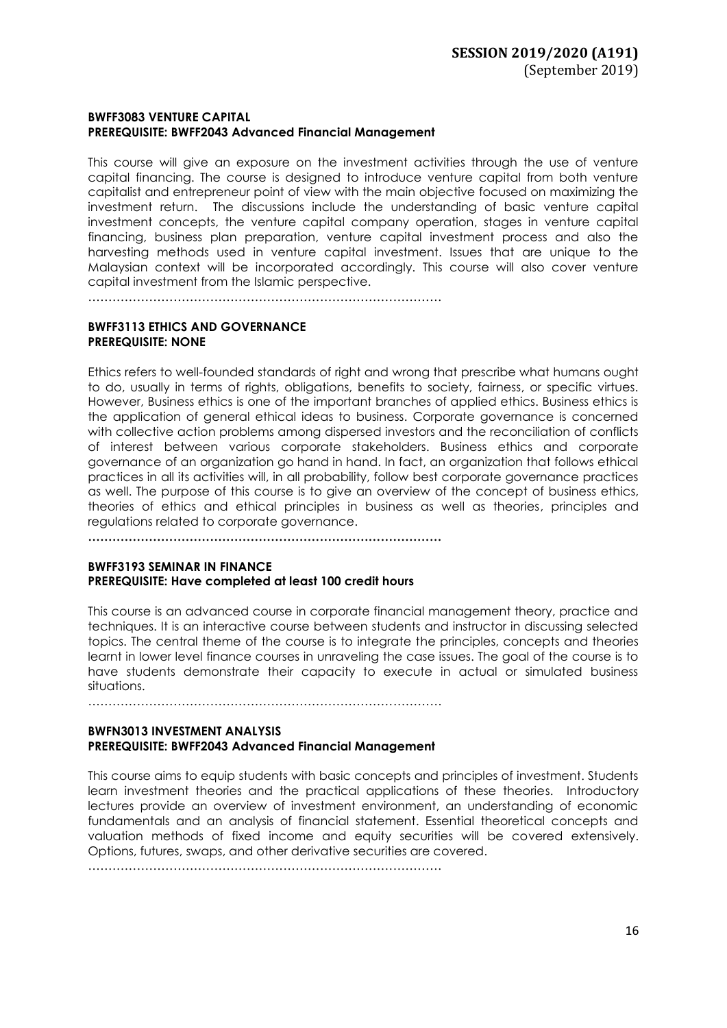**BWFF3083 VENTURE CAPITAL**
**PREREQUISITE: BWFF2043 Advanced Financial Management**

This course will give an exposure on the investment activities through the use of venture capital financing. The course is designed to introduce venture capital from both venture capitalist and entrepreneur point of view with the main objective focused on maximizing the investment return. The discussions include the understanding of basic venture capital investment concepts, the venture capital company operation, stages in venture capital financing, business plan preparation, venture capital investment process and also the harvesting methods used in venture capital investment. Issues that are unique to the Malaysian context will be incorporated accordingly. This course will also cover venture capital investment from the Islamic perspective.

…………………………………………………………………………

**BWFF3113 ETHICS AND GOVERNANCE**
**PREREQUISITE: NONE**

Ethics refers to well-founded standards of right and wrong that prescribe what humans ought to do, usually in terms of rights, obligations, benefits to society, fairness, or specific virtues. However, Business ethics is one of the important branches of applied ethics. Business ethics is the application of general ethical ideas to business. Corporate governance is concerned with collective action problems among dispersed investors and the reconciliation of conflicts of interest between various corporate stakeholders. Business ethics and corporate governance of an organization go hand in hand. In fact, an organization that follows ethical practices in all its activities will, in all probability, follow best corporate governance practices as well. The purpose of this course is to give an overview of the concept of business ethics, theories of ethics and ethical principles in business as well as theories, principles and regulations related to corporate governance.

…………………………………………………………………………

**BWFF3193 SEMINAR IN FINANCE**
**PREREQUISITE: Have completed at least 100 credit hours**

This course is an advanced course in corporate financial management theory, practice and techniques. It is an interactive course between students and instructor in discussing selected topics. The central theme of the course is to integrate the principles, concepts and theories learnt in lower level finance courses in unraveling the case issues. The goal of the course is to have students demonstrate their capacity to execute in actual or simulated business situations.

…………………………………………………………………………

**BWFN3013 INVESTMENT ANALYSIS**
**PREREQUISITE: BWFF2043 Advanced Financial Management**

This course aims to equip students with basic concepts and principles of investment. Students learn investment theories and the practical applications of these theories. Introductory lectures provide an overview of investment environment, an understanding of economic fundamentals and an analysis of financial statement. Essential theoretical concepts and valuation methods of fixed income and equity securities will be covered extensively. Options, futures, swaps, and other derivative securities are covered.

…………………………………………………………………………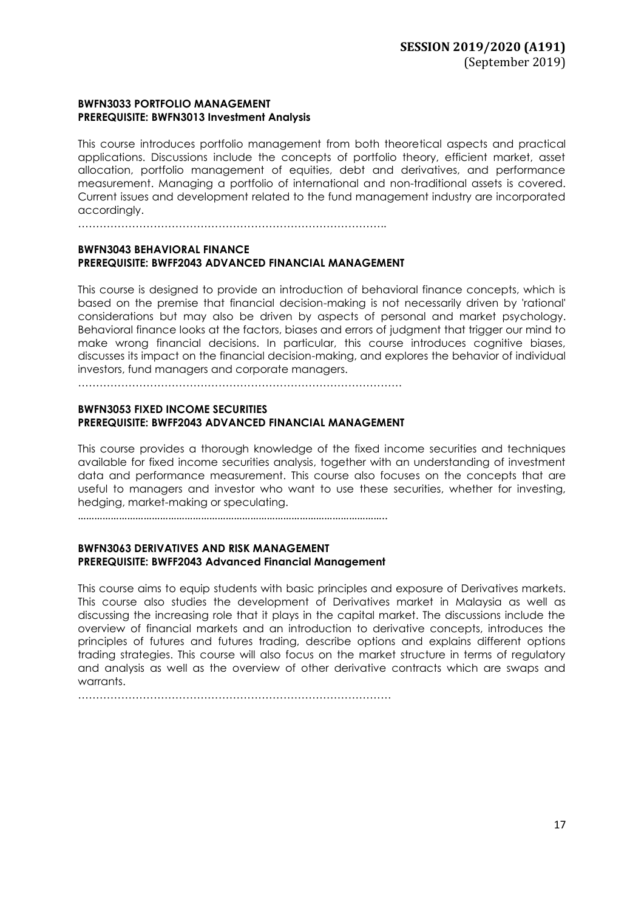**BWFN3033 PORTFOLIO MANAGEMENT**
**PREREQUISITE: BWFN3013 Investment Analysis**

This course introduces portfolio management from both theoretical aspects and practical applications. Discussions include the concepts of portfolio theory, efficient market, asset allocation, portfolio management of equities, debt and derivatives, and performance measurement. Managing a portfolio of international and non-traditional assets is covered. Current issues and development related to the fund management industry are incorporated accordingly.

…………………………………………………………………………..

**BWFN3043 BEHAVIORAL FINANCE**
**PREREQUISITE: BWFF2043 ADVANCED FINANCIAL MANAGEMENT**

This course is designed to provide an introduction of behavioral finance concepts, which is based on the premise that financial decision-making is not necessarily driven by 'rational' considerations but may also be driven by aspects of personal and market psychology. Behavioral finance looks at the factors, biases and errors of judgment that trigger our mind to make wrong financial decisions. In particular, this course introduces cognitive biases, discusses its impact on the financial decision-making, and explores the behavior of individual investors, fund managers and corporate managers.

………………………………………………………………………………

**BWFN3053 FIXED INCOME SECURITIES**
**PREREQUISITE: BWFF2043 ADVANCED FINANCIAL MANAGEMENT**

This course provides a thorough knowledge of the fixed income securities and techniques available for fixed income securities analysis, together with an understanding of investment data and performance measurement. This course also focuses on the concepts that are useful to managers and investor who want to use these securities, whether for investing, hedging, market-making or speculating.

..............................................................................................................

**BWFN3063 DERIVATIVES AND RISK MANAGEMENT**
**PREREQUISITE: BWFF2043 Advanced Financial Management**

This course aims to equip students with basic principles and exposure of Derivatives markets. This course also studies the development of Derivatives market in Malaysia as well as discussing the increasing role that it plays in the capital market. The discussions include the overview of financial markets and an introduction to derivative concepts, introduces the principles of futures and futures trading, describe options and explains different options trading strategies. This course will also focus on the market structure in terms of regulatory and analysis as well as the overview of other derivative contracts which are swaps and warrants.

……………………………………………………………………………